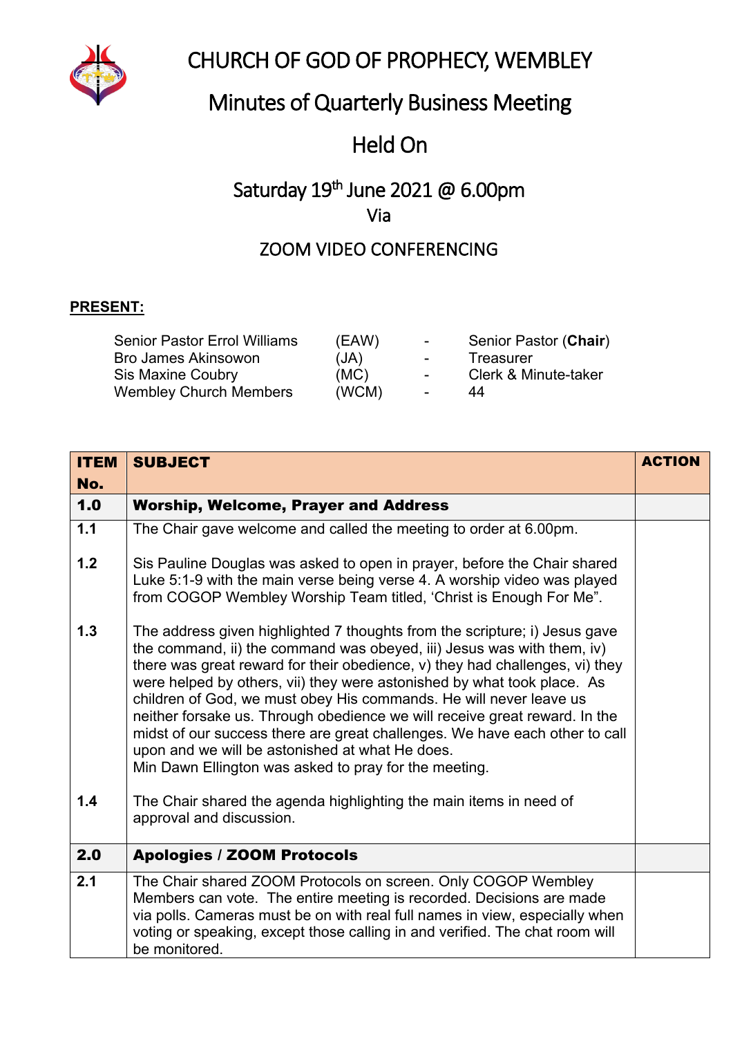# CHURCH OF GOD OF PROPHECY, WEMBLEY

## Minutes of Quarterly Business Meeting

## Held On

## Saturday 19th June 2021 @ 6.00pm

Via

ZOOM VIDEO CONFERENCING

**PRESENT:**

| | | | |
|---|---|---|---|
| Senior Pastor Errol Williams | (EAW) | - | Senior Pastor (**Chair**) |
| Bro James Akinsowon | (JA) | - | Treasurer |
| Sis Maxine Coubry | (MC) | - | Clerk & Minute-taker |
| Wembley Church Members | (WCM) | - | 44 |

| ITEM No. | SUBJECT | ACTION |
|---|---|---|
| **1.0** | **Worship, Welcome, Prayer and Address** | |
| **1.1** | The Chair gave welcome and called the meeting to order at 6.00pm. | |
| **1.2** | Sis Pauline Douglas was asked to open in prayer, before the Chair shared Luke 5:1-9 with the main verse being verse 4. A worship video was played from COGOP Wembley Worship Team titled, 'Christ is Enough For Me". | |
| **1.3** | The address given highlighted 7 thoughts from the scripture; i) Jesus gave the command, ii) the command was obeyed, iii) Jesus was with them, iv) there was great reward for their obedience, v) they had challenges, vi) they were helped by others, vii) they were astonished by what took place. As children of God, we must obey His commands. He will never leave us neither forsake us. Through obedience we will receive great reward. In the midst of our success there are great challenges. We have each other to call upon and we will be astonished at what He does. Min Dawn Ellington was asked to pray for the meeting. | |
| **1.4** | The Chair shared the agenda highlighting the main items in need of approval and discussion. | |
| **2.0** | **Apologies / ZOOM Protocols** | |
| **2.1** | The Chair shared ZOOM Protocols on screen. Only COGOP Wembley Members can vote. The entire meeting is recorded. Decisions are made via polls. Cameras must be on with real full names in view, especially when voting or speaking, except those calling in and verified. The chat room will be monitored. | |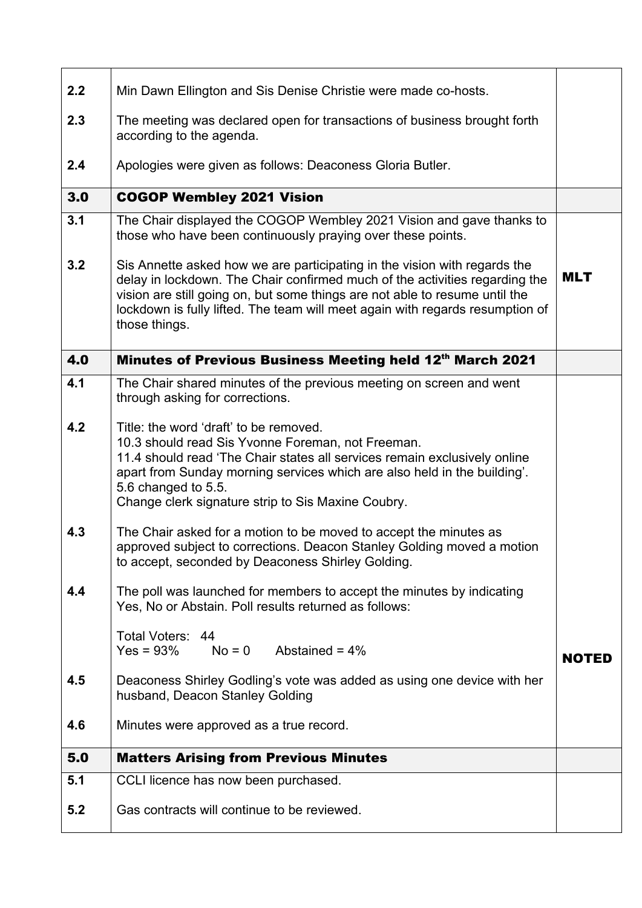| | | |
|---|---|---|
| 2.2 | Min Dawn Ellington and Sis Denise Christie were made co-hosts. | |
| 2.3 | The meeting was declared open for transactions of business brought forth according to the agenda. | |
| 2.4 | Apologies were given as follows: Deaconess Gloria Butler. | |
| **3.0** | **COGOP Wembley 2021 Vision** | |
| 3.1 | The Chair displayed the COGOP Wembley 2021 Vision and gave thanks to those who have been continuously praying over these points. | |
| 3.2 | Sis Annette asked how we are participating in the vision with regards the delay in lockdown. The Chair confirmed much of the activities regarding the vision are still going on, but some things are not able to resume until the lockdown is fully lifted. The team will meet again with regards resumption of those things. | **MLT** |
| **4.0** | **Minutes of Previous Business Meeting held 12th March 2021** | |
| 4.1 | The Chair shared minutes of the previous meeting on screen and went through asking for corrections. | |
| 4.2 | Title: the word 'draft' to be removed.<br>10.3 should read Sis Yvonne Foreman, not Freeman.<br>11.4 should read 'The Chair states all services remain exclusively online apart from Sunday morning services which are also held in the building'.<br>5.6 changed to 5.5.<br>Change clerk signature strip to Sis Maxine Coubry. | |
| 4.3 | The Chair asked for a motion to be moved to accept the minutes as approved subject to corrections. Deacon Stanley Golding moved a motion to accept, seconded by Deaconess Shirley Golding. | |
| 4.4 | The poll was launched for members to accept the minutes by indicating Yes, No or Abstain. Poll results returned as follows:<br><br>Total Voters: 44<br>Yes = 93% No = 0 Abstained = 4% | |
| 4.5 | Deaconess Shirley Godling's vote was added as using one device with her husband, Deacon Stanley Golding | **NOTED** |
| 4.6 | Minutes were approved as a true record. | |
| **5.0** | **Matters Arising from Previous Minutes** | |
| 5.1 | CCLI licence has now been purchased. | |
| 5.2 | Gas contracts will continue to be reviewed. | |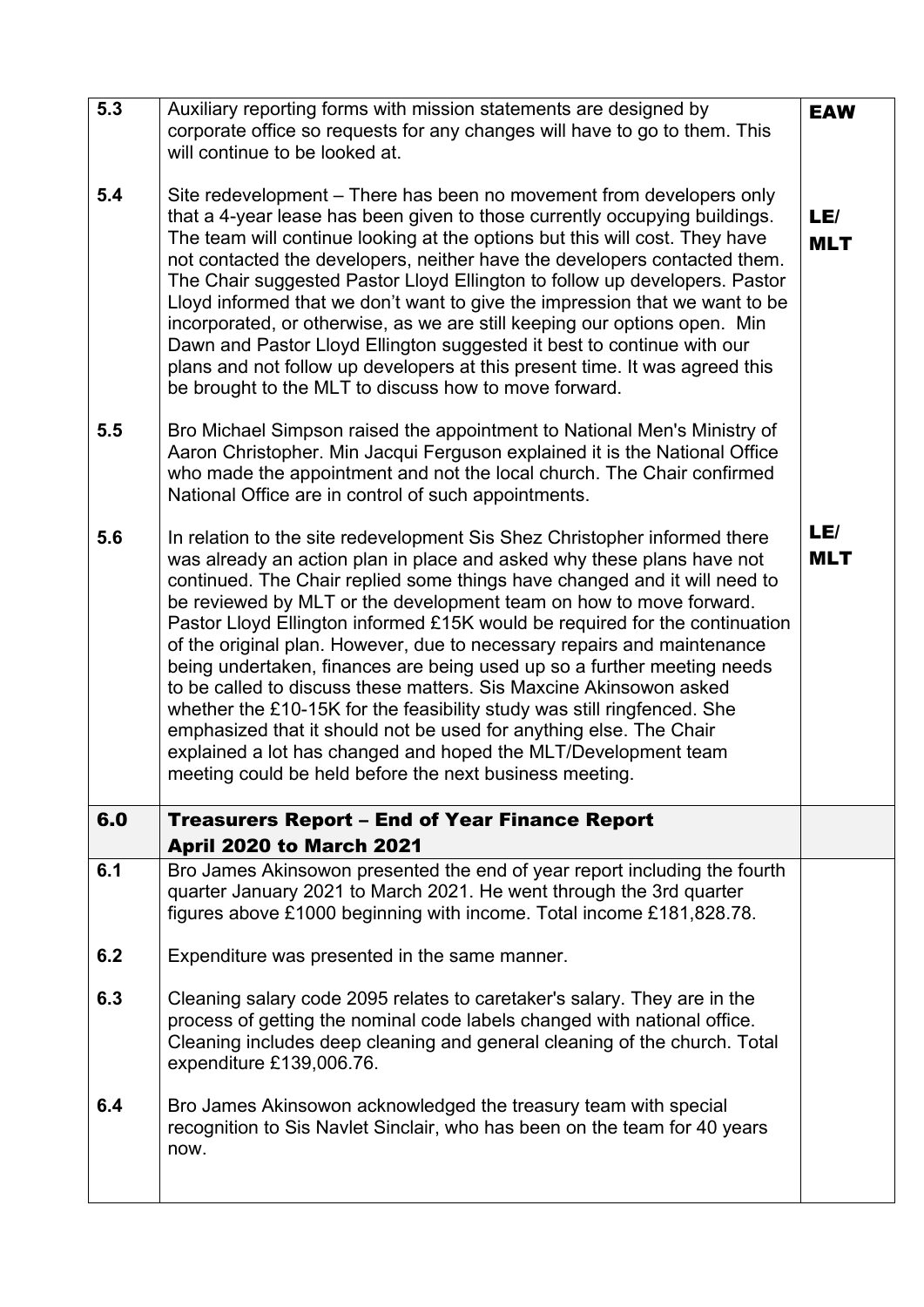| | | |
|---|---|---|
| **5.3** | Auxiliary reporting forms with mission statements are designed by corporate office so requests for any changes will have to go to them. This will continue to be looked at. | **EAW** |
| **5.4** | Site redevelopment – There has been no movement from developers only that a 4-year lease has been given to those currently occupying buildings. The team will continue looking at the options but this will cost. They have not contacted the developers, neither have the developers contacted them. The Chair suggested Pastor Lloyd Ellington to follow up developers. Pastor Lloyd informed that we don't want to give the impression that we want to be incorporated, or otherwise, as we are still keeping our options open. Min Dawn and Pastor Lloyd Ellington suggested it best to continue with our plans and not follow up developers at this present time. It was agreed this be brought to the MLT to discuss how to move forward. | **LE/ MLT** |
| **5.5** | Bro Michael Simpson raised the appointment to National Men's Ministry of Aaron Christopher. Min Jacqui Ferguson explained it is the National Office who made the appointment and not the local church. The Chair confirmed National Office are in control of such appointments. | |
| **5.6** | In relation to the site redevelopment Sis Shez Christopher informed there was already an action plan in place and asked why these plans have not continued. The Chair replied some things have changed and it will need to be reviewed by MLT or the development team on how to move forward. Pastor Lloyd Ellington informed £15K would be required for the continuation of the original plan. However, due to necessary repairs and maintenance being undertaken, finances are being used up so a further meeting needs to be called to discuss these matters. Sis Maxcine Akinsowon asked whether the £10-15K for the feasibility study was still ringfenced. She emphasized that it should not be used for anything else. The Chair explained a lot has changed and hoped the MLT/Development team meeting could be held before the next business meeting. | **LE/ MLT** |
| **6.0** | **Treasurers Report – End of Year Finance Report April 2020 to March 2021** | |
| **6.1** | Bro James Akinsowon presented the end of year report including the fourth quarter January 2021 to March 2021. He went through the 3rd quarter figures above £1000 beginning with income. Total income £181,828.78. | |
| **6.2** | Expenditure was presented in the same manner. | |
| **6.3** | Cleaning salary code 2095 relates to caretaker's salary. They are in the process of getting the nominal code labels changed with national office. Cleaning includes deep cleaning and general cleaning of the church. Total expenditure £139,006.76. | |
| **6.4** | Bro James Akinsowon acknowledged the treasury team with special recognition to Sis Navlet Sinclair, who has been on the team for 40 years now. | |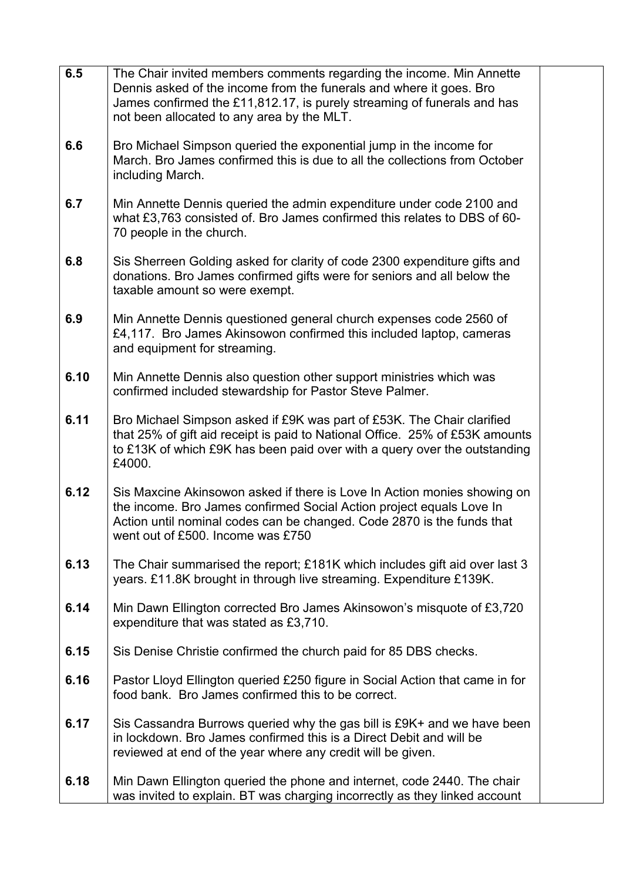| | | |
|---|---|---|
| **6.5** | The Chair invited members comments regarding the income. Min Annette Dennis asked of the income from the funerals and where it goes. Bro James confirmed the £11,812.17, is purely streaming of funerals and has not been allocated to any area by the MLT. | |
| **6.6** | Bro Michael Simpson queried the exponential jump in the income for March. Bro James confirmed this is due to all the collections from October including March. | |
| **6.7** | Min Annette Dennis queried the admin expenditure under code 2100 and what £3,763 consisted of. Bro James confirmed this relates to DBS of 60-70 people in the church. | |
| **6.8** | Sis Sherreen Golding asked for clarity of code 2300 expenditure gifts and donations. Bro James confirmed gifts were for seniors and all below the taxable amount so were exempt. | |
| **6.9** | Min Annette Dennis questioned general church expenses code 2560 of £4,117. Bro James Akinsowon confirmed this included laptop, cameras and equipment for streaming. | |
| **6.10** | Min Annette Dennis also question other support ministries which was confirmed included stewardship for Pastor Steve Palmer. | |
| **6.11** | Bro Michael Simpson asked if £9K was part of £53K. The Chair clarified that 25% of gift aid receipt is paid to National Office. 25% of £53K amounts to £13K of which £9K has been paid over with a query over the outstanding £4000. | |
| **6.12** | Sis Maxcine Akinsowon asked if there is Love In Action monies showing on the income. Bro James confirmed Social Action project equals Love In Action until nominal codes can be changed. Code 2870 is the funds that went out of £500. Income was £750 | |
| **6.13** | The Chair summarised the report; £181K which includes gift aid over last 3 years. £11.8K brought in through live streaming. Expenditure £139K. | |
| **6.14** | Min Dawn Ellington corrected Bro James Akinsowon's misquote of £3,720 expenditure that was stated as £3,710. | |
| **6.15** | Sis Denise Christie confirmed the church paid for 85 DBS checks. | |
| **6.16** | Pastor Lloyd Ellington queried £250 figure in Social Action that came in for food bank. Bro James confirmed this to be correct. | |
| **6.17** | Sis Cassandra Burrows queried why the gas bill is £9K+ and we have been in lockdown. Bro James confirmed this is a Direct Debit and will be reviewed at end of the year where any credit will be given. | |
| **6.18** | Min Dawn Ellington queried the phone and internet, code 2440. The chair was invited to explain. BT was charging incorrectly as they linked account | |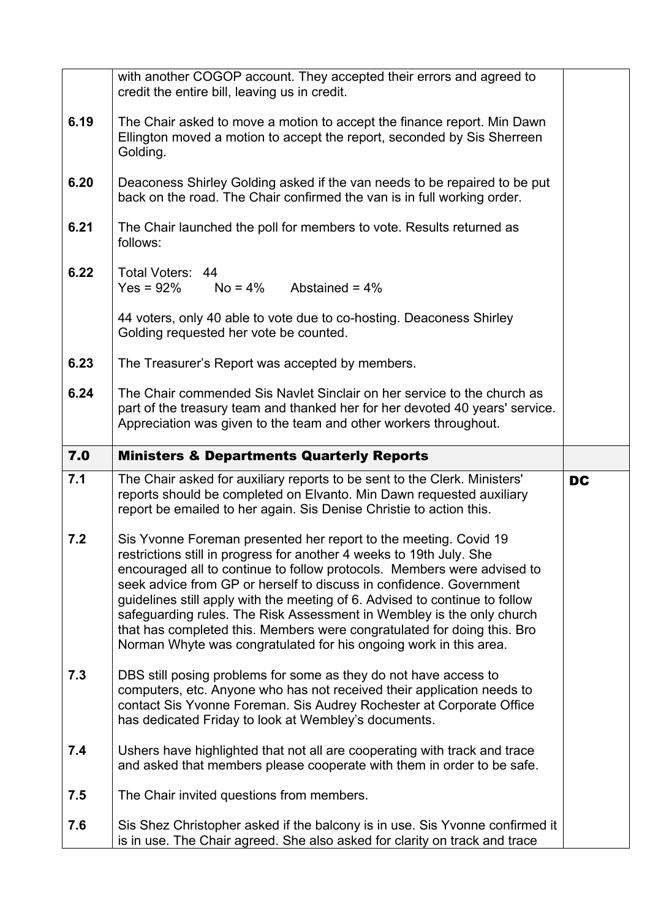| | | |
|---|---|---|
| | with another COGOP account. They accepted their errors and agreed to credit the entire bill, leaving us in credit. | |
| 6.19 | The Chair asked to move a motion to accept the finance report. Min Dawn Ellington moved a motion to accept the report, seconded by Sis Sherreen Golding. | |
| 6.20 | Deaconess Shirley Golding asked if the van needs to be repaired to be put back on the road. The Chair confirmed the van is in full working order. | |
| 6.21 | The Chair launched the poll for members to vote. Results returned as follows: | |
| 6.22 | Total Voters: 44<br>Yes = 92%   No = 4%   Abstained = 4%<br><br>44 voters, only 40 able to vote due to co-hosting. Deaconess Shirley Golding requested her vote be counted. | |
| 6.23 | The Treasurer's Report was accepted by members. | |
| 6.24 | The Chair commended Sis Navlet Sinclair on her service to the church as part of the treasury team and thanked her for her devoted 40 years' service. Appreciation was given to the team and other workers throughout. | |
| **7.0** | **Ministers & Departments Quarterly Reports** | |
| 7.1 | The Chair asked for auxiliary reports to be sent to the Clerk. Ministers' reports should be completed on Elvanto. Min Dawn requested auxiliary report be emailed to her again. Sis Denise Christie to action this. | **DC** |
| 7.2 | Sis Yvonne Foreman presented her report to the meeting. Covid 19 restrictions still in progress for another 4 weeks to 19th July. She encouraged all to continue to follow protocols. Members were advised to seek advice from GP or herself to discuss in confidence. Government guidelines still apply with the meeting of 6. Advised to continue to follow safeguarding rules. The Risk Assessment in Wembley is the only church that has completed this. Members were congratulated for doing this. Bro Norman Whyte was congratulated for his ongoing work in this area. | |
| 7.3 | DBS still posing problems for some as they do not have access to computers, etc. Anyone who has not received their application needs to contact Sis Yvonne Foreman. Sis Audrey Rochester at Corporate Office has dedicated Friday to look at Wembley's documents. | |
| 7.4 | Ushers have highlighted that not all are cooperating with track and trace and asked that members please cooperate with them in order to be safe. | |
| 7.5 | The Chair invited questions from members. | |
| 7.6 | Sis Shez Christopher asked if the balcony is in use. Sis Yvonne confirmed it is in use. The Chair agreed. She also asked for clarity on track and trace | |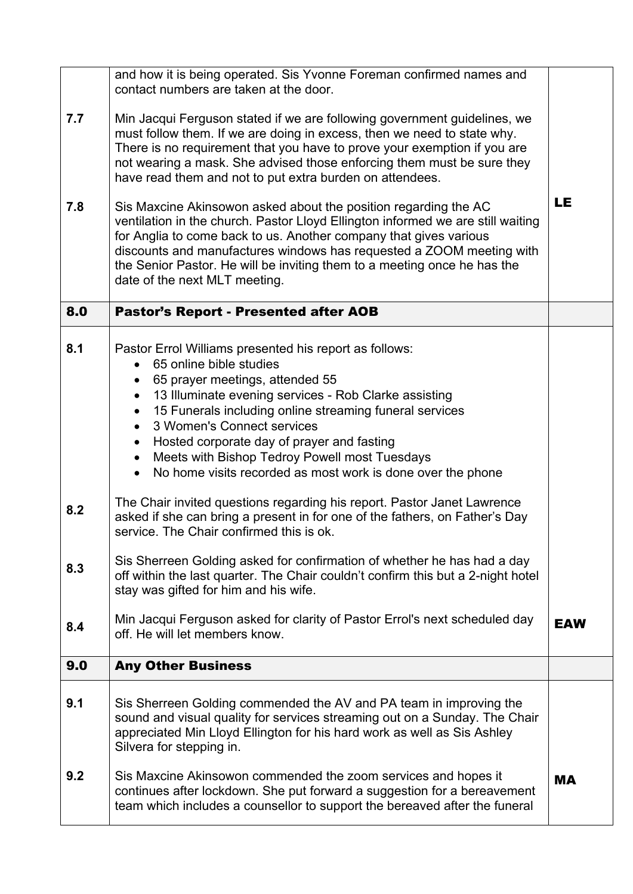| | | |
|---|---|---|
| | and how it is being operated. Sis Yvonne Foreman confirmed names and contact numbers are taken at the door. | |
| 7.7 | Min Jacqui Ferguson stated if we are following government guidelines, we must follow them. If we are doing in excess, then we need to state why. There is no requirement that you have to prove your exemption if you are not wearing a mask. She advised those enforcing them must be sure they have read them and not to put extra burden on attendees. | |
| 7.8 | Sis Maxcine Akinsowon asked about the position regarding the AC ventilation in the church. Pastor Lloyd Ellington informed we are still waiting for Anglia to come back to us. Another company that gives various discounts and manufactures windows has requested a ZOOM meeting with the Senior Pastor. He will be inviting them to a meeting once he has the date of the next MLT meeting. | **LE** |
| **8.0** | **Pastor's Report - Presented after AOB** | |
| 8.1 | Pastor Errol Williams presented his report as follows:<br>• 65 online bible studies<br>• 65 prayer meetings, attended 55<br>• 13 Illuminate evening services - Rob Clarke assisting<br>• 15 Funerals including online streaming funeral services<br>• 3 Women's Connect services<br>• Hosted corporate day of prayer and fasting<br>• Meets with Bishop Tedroy Powell most Tuesdays<br>• No home visits recorded as most work is done over the phone | |
| 8.2 | The Chair invited questions regarding his report. Pastor Janet Lawrence asked if she can bring a present in for one of the fathers, on Father's Day service. The Chair confirmed this is ok. | |
| 8.3 | Sis Sherreen Golding asked for confirmation of whether he has had a day off within the last quarter. The Chair couldn't confirm this but a 2-night hotel stay was gifted for him and his wife. | |
| 8.4 | Min Jacqui Ferguson asked for clarity of Pastor Errol's next scheduled day off. He will let members know. | **EAW** |
| **9.0** | **Any Other Business** | |
| 9.1 | Sis Sherreen Golding commended the AV and PA team in improving the sound and visual quality for services streaming out on a Sunday. The Chair appreciated Min Lloyd Ellington for his hard work as well as Sis Ashley Silvera for stepping in. | |
| 9.2 | Sis Maxcine Akinsowon commended the zoom services and hopes it continues after lockdown. She put forward a suggestion for a bereavement team which includes a counsellor to support the bereaved after the funeral | **MA** |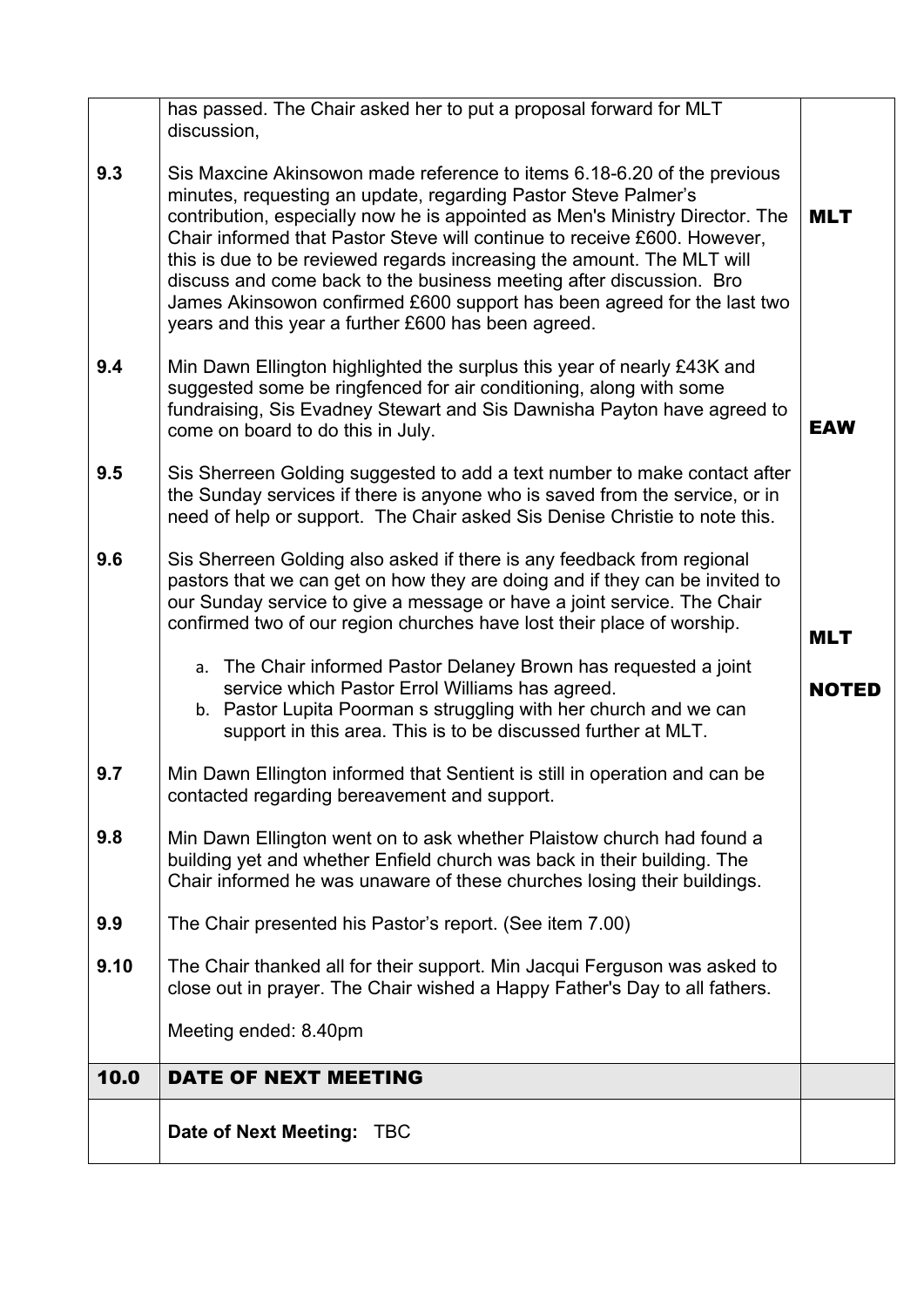|  |  |  |
|---|---|---|
|  | has passed. The Chair asked her to put a proposal forward for MLT discussion, |  |
| 9.3 | Sis Maxcine Akinsowon made reference to items 6.18-6.20 of the previous minutes, requesting an update, regarding Pastor Steve Palmer's contribution, especially now he is appointed as Men's Ministry Director. The Chair informed that Pastor Steve will continue to receive £600. However, this is due to be reviewed regards increasing the amount. The MLT will discuss and come back to the business meeting after discussion. Bro James Akinsowon confirmed £600 support has been agreed for the last two years and this year a further £600 has been agreed. | **MLT** |
| 9.4 | Min Dawn Ellington highlighted the surplus this year of nearly £43K and suggested some be ringfenced for air conditioning, along with some fundraising, Sis Evadney Stewart and Sis Dawnisha Payton have agreed to come on board to do this in July. | **EAW** |
| 9.5 | Sis Sherreen Golding suggested to add a text number to make contact after the Sunday services if there is anyone who is saved from the service, or in need of help or support. The Chair asked Sis Denise Christie to note this. |  |
| 9.6 | Sis Sherreen Golding also asked if there is any feedback from regional pastors that we can get on how they are doing and if they can be invited to our Sunday service to give a message or have a joint service. The Chair confirmed two of our region churches have lost their place of worship.<br><br>a. The Chair informed Pastor Delaney Brown has requested a joint service which Pastor Errol Williams has agreed.<br>b. Pastor Lupita Poorman s struggling with her church and we can support in this area. This is to be discussed further at MLT. | **MLT**<br><br>**NOTED** |
| 9.7 | Min Dawn Ellington informed that Sentient is still in operation and can be contacted regarding bereavement and support. |  |
| 9.8 | Min Dawn Ellington went on to ask whether Plaistow church had found a building yet and whether Enfield church was back in their building. The Chair informed he was unaware of these churches losing their buildings. |  |
| 9.9 | The Chair presented his Pastor's report. (See item 7.00) |  |
| 9.10 | The Chair thanked all for their support. Min Jacqui Ferguson was asked to close out in prayer. The Chair wished a Happy Father's Day to all fathers.<br><br>Meeting ended: 8.40pm |  |
| **10.0** | **DATE OF NEXT MEETING** |  |
|  | **Date of Next Meeting:** TBC |  |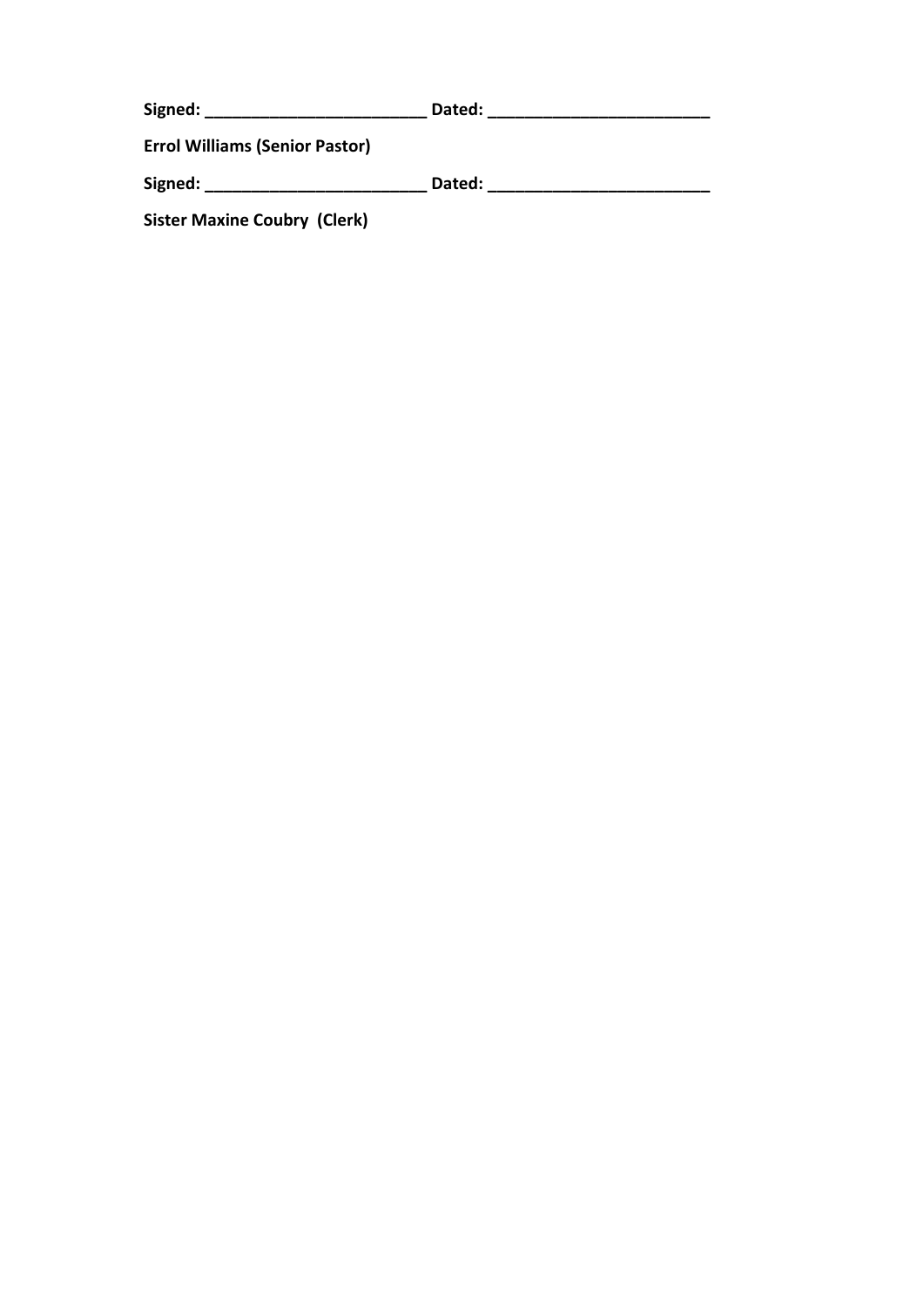**Signed: ________________________ Dated: ________________________**

**Errol Williams (Senior Pastor)**

**Signed: ________________________ Dated: ________________________**

**Sister Maxine Coubry  (Clerk)**